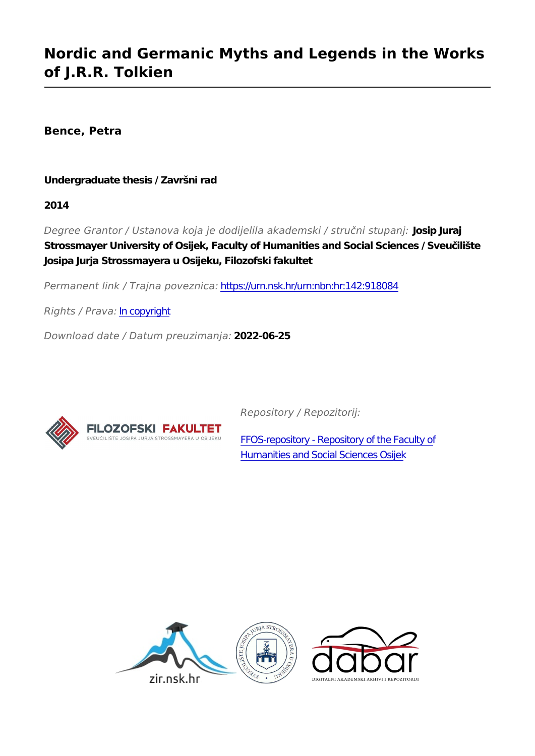# Nordic and Germanic Myths and Legends in the Works of J.R.R. Tolkien

**Bence, Petra**

**Undergraduate thesis / Završni rad**

**2014**

*Degree Grantor / Ustanova koja je dodijelila akademski / stručni stupanj:* **Josip Juraj Strossmayer University of Osijek, Faculty of Humanities and Social Sciences / Sveučilište Josipa Jurja Strossmayera u Osijeku, Filozofski fakultet**

*Permanent link / Trajna poveznica:* https://urn.nsk.hr/urn:nbn:hr:142:918084

*Rights / Prava:* In copyright

*Download date / Datum preuzimanja:* **2022-06-25**

*Repository / Repozitorij:*

FFOS-repository - Repository of the Faculty of Humanities and Social Sciences Osijek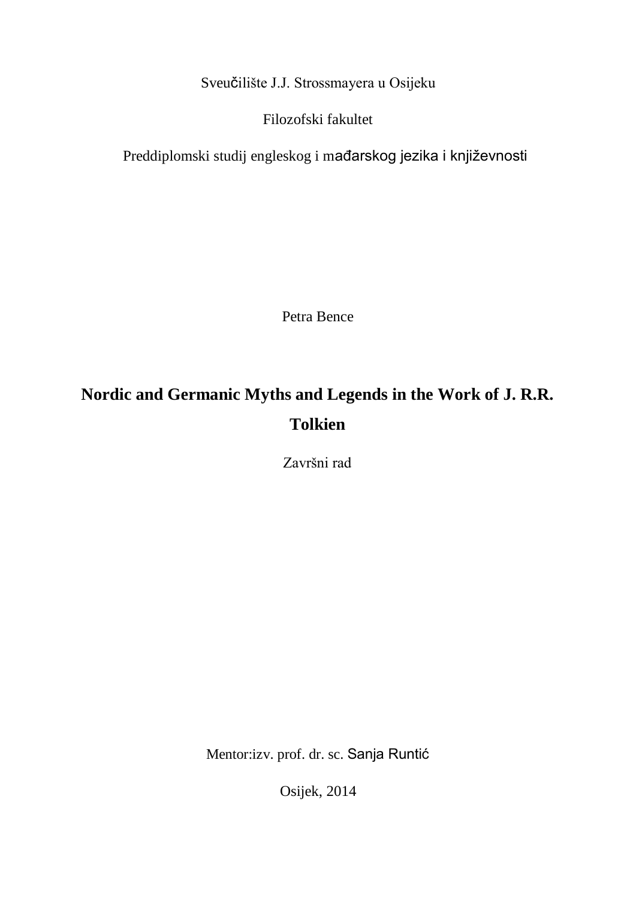Sveučilište J.J. Strossmayera u Osijeku

Filozofski fakultet

Preddiplomski studij engleskog i mađarskog jezika i književnosti

Petra Bence

# Nordic and Germanic Myths and Legends in the Work of J. R.R. Tolkien

Završni rad

Mentor:izv. prof. dr. sc. Sanja Runtić

Osijek, 2014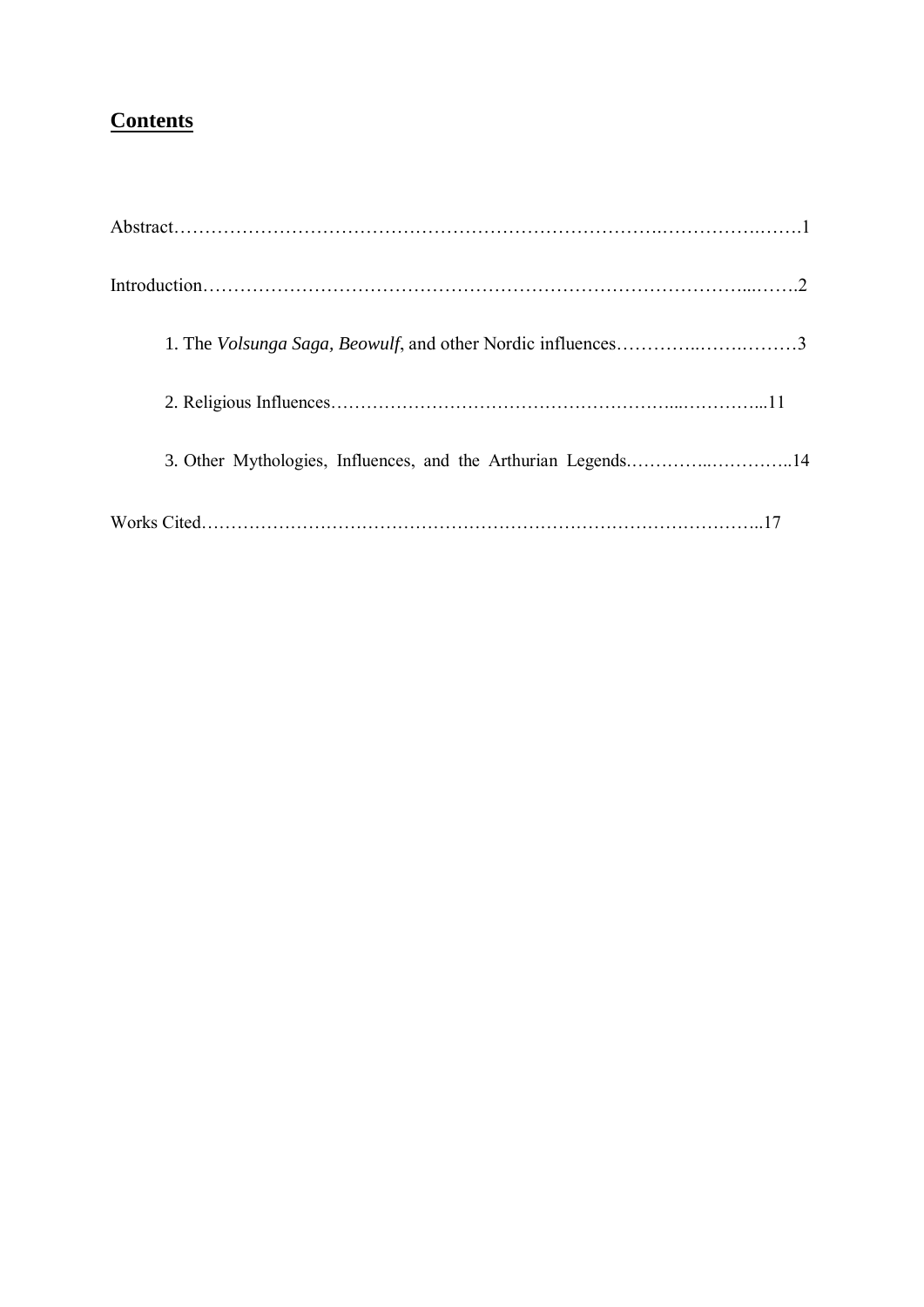## **Contents**

Abstract……………………………………………………………………….…………….…….1

Introduction…………………………………………………………………………...…….2

1. The *Volsunga Saga, Beowulf*, and other Nordic influences…………..…….………3

2. Religious Influences…………………………………………………...…………...11

3. Other Mythologies, Influences, and the Arthurian Legends.…………..…………..14

Works Cited………………………………………………………………………………..17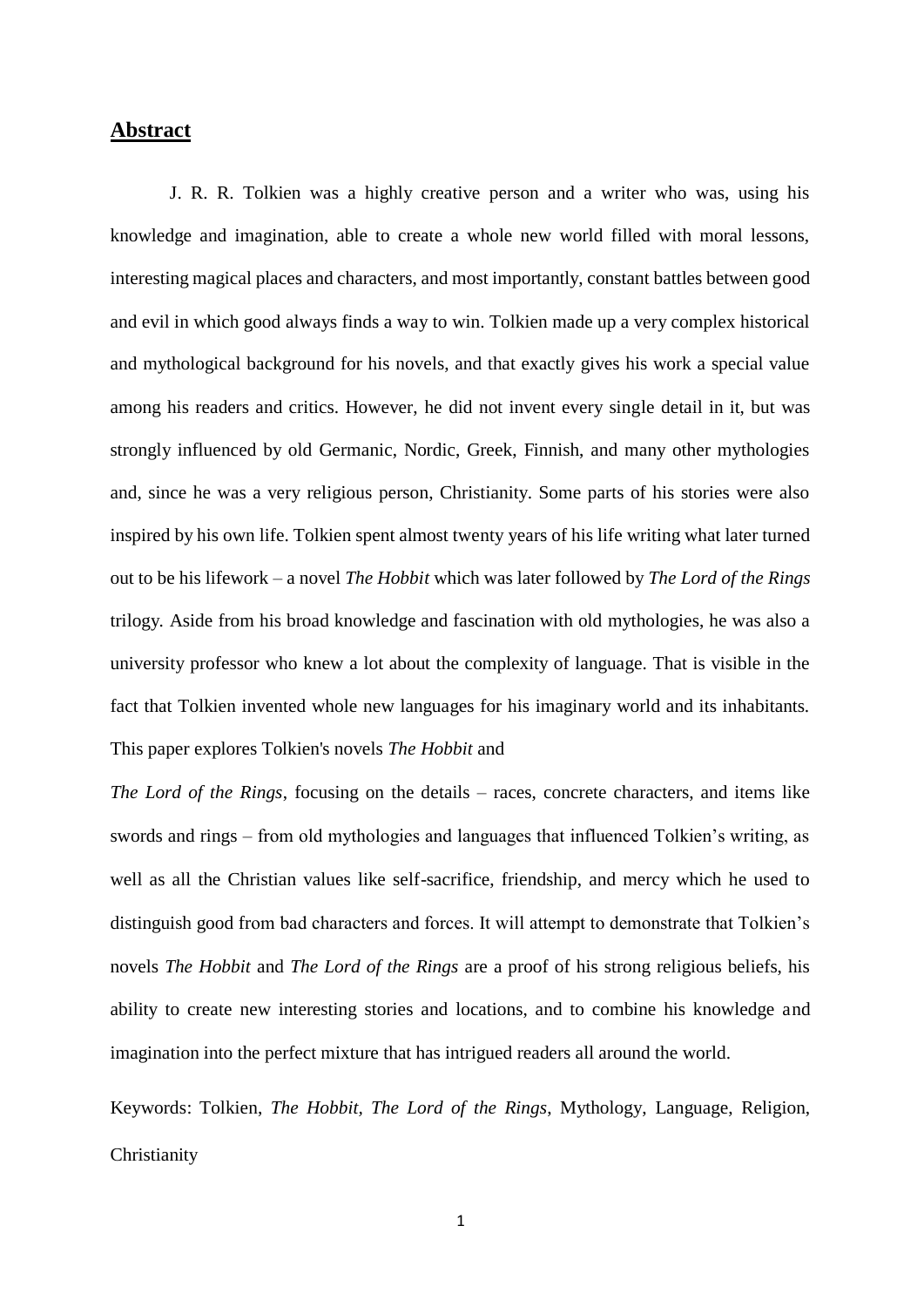## Abstract

J. R. R. Tolkien was a highly creative person and a writer who was, using his knowledge and imagination, able to create a whole new world filled with moral lessons, interesting magical places and characters, and most importantly, constant battles between good and evil in which good always finds a way to win. Tolkien made up a very complex historical and mythological background for his novels, and that exactly gives his work a special value among his readers and critics. However, he did not invent every single detail in it, but was strongly influenced by old Germanic, Nordic, Greek, Finnish, and many other mythologies and, since he was a very religious person, Christianity. Some parts of his stories were also inspired by his own life. Tolkien spent almost twenty years of his life writing what later turned out to be his lifework – a novel *The Hobbit* which was later followed by *The Lord of the Rings* trilogy. Aside from his broad knowledge and fascination with old mythologies, he was also a university professor who knew a lot about the complexity of language. That is visible in the fact that Tolkien invented whole new languages for his imaginary world and its inhabitants. This paper explores Tolkien's novels *The Hobbit* and *The Lord of the Rings*, focusing on the details – races, concrete characters, and items like swords and rings – from old mythologies and languages that influenced Tolkien's writing, as well as all the Christian values like self-sacrifice, friendship, and mercy which he used to distinguish good from bad characters and forces. It will attempt to demonstrate that Tolkien's novels *The Hobbit* and *The Lord of the Rings* are a proof of his strong religious beliefs, his ability to create new interesting stories and locations, and to combine his knowledge and imagination into the perfect mixture that has intrigued readers all around the world.

Keywords: Tolkien, *The Hobbit*, *The Lord of the Rings*, Mythology, Language, Religion, Christianity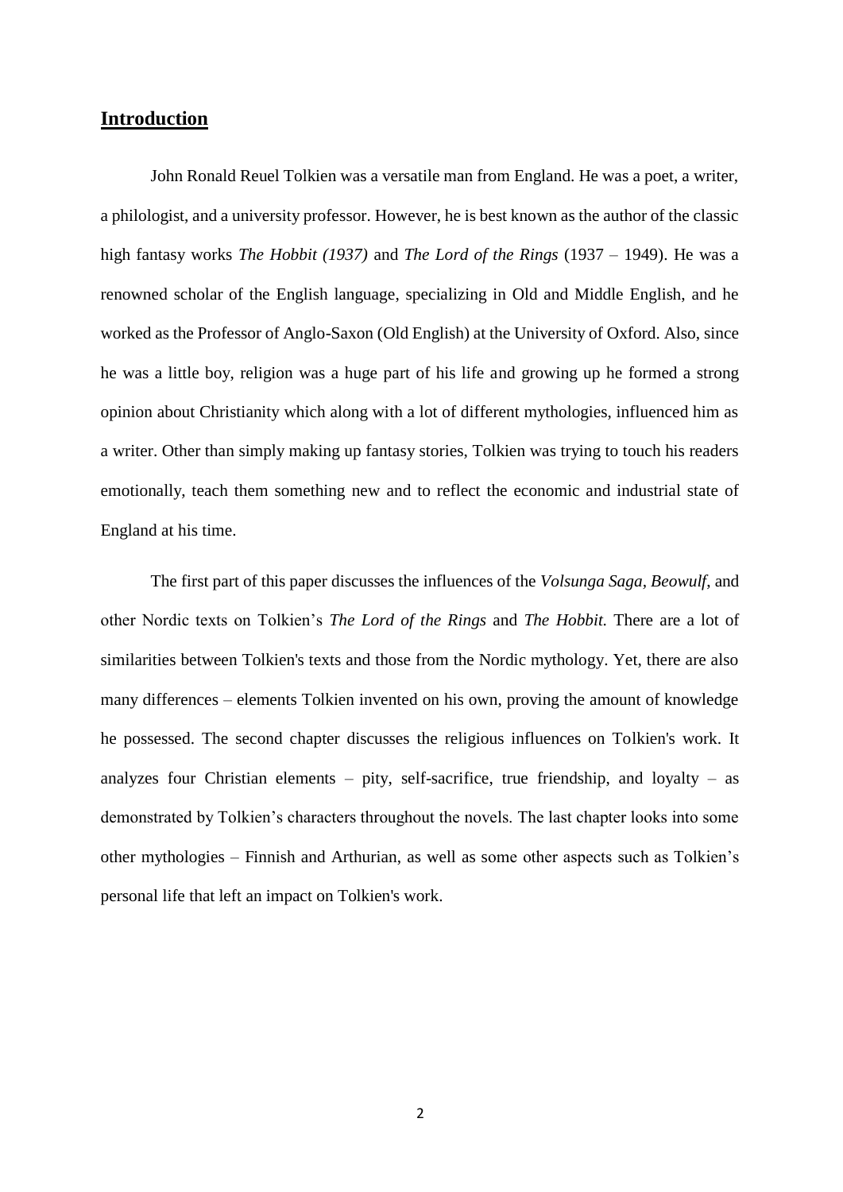## Introduction

John Ronald Reuel Tolkien was a versatile man from England. He was a poet, a writer, a philologist, and a university professor. However, he is best known as the author of the classic high fantasy works *The Hobbit (1937)* and *The Lord of the Rings* (1937 – 1949). He was a renowned scholar of the English language, specializing in Old and Middle English, and he worked as the Professor of Anglo-Saxon (Old English) at the University of Oxford. Also, since he was a little boy, religion was a huge part of his life and growing up he formed a strong opinion about Christianity which along with a lot of different mythologies, influenced him as a writer. Other than simply making up fantasy stories, Tolkien was trying to touch his readers emotionally, teach them something new and to reflect the economic and industrial state of England at his time.

The first part of this paper discusses the influences of the *Volsunga Saga*, *Beowulf*, and other Nordic texts on Tolkien's *The Lord of the Rings* and *The Hobbit.* There are a lot of similarities between Tolkien's texts and those from the Nordic mythology. Yet, there are also many differences – elements Tolkien invented on his own, proving the amount of knowledge he possessed. The second chapter discusses the religious influences on Tolkien's work. It analyzes four Christian elements – pity, self-sacrifice, true friendship, and loyalty – as demonstrated by Tolkien's characters throughout the novels. The last chapter looks into some other mythologies – Finnish and Arthurian, as well as some other aspects such as Tolkien's personal life that left an impact on Tolkien's work.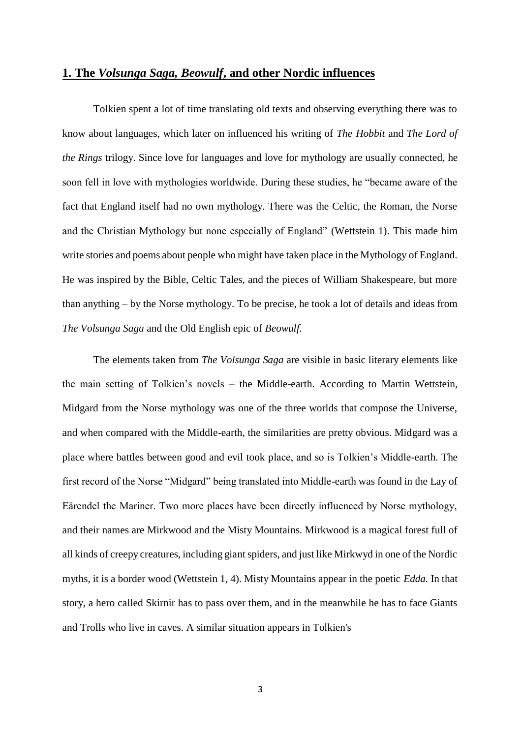## 1. The *Volsunga Saga, Beowulf*, and other Nordic influences

Tolkien spent a lot of time translating old texts and observing everything there was to know about languages, which later on influenced his writing of *The Hobbit* and *The Lord of the Rings* trilogy. Since love for languages and love for mythology are usually connected, he soon fell in love with mythologies worldwide. During these studies, he "became aware of the fact that England itself had no own mythology. There was the Celtic, the Roman, the Norse and the Christian Mythology but none especially of England" (Wettstein 1). This made him write stories and poems about people who might have taken place in the Mythology of England. He was inspired by the Bible, Celtic Tales, and the pieces of William Shakespeare, but more than anything – by the Norse mythology. To be precise, he took a lot of details and ideas from *The Volsunga Saga* and the Old English epic of *Beowulf.*

The elements taken from *The Volsunga Saga* are visible in basic literary elements like the main setting of Tolkien's novels – the Middle-earth. According to Martin Wettstein, Midgard from the Norse mythology was one of the three worlds that compose the Universe, and when compared with the Middle-earth, the similarities are pretty obvious. Midgard was a place where battles between good and evil took place, and so is Tolkien's Middle-earth. The first record of the Norse "Midgard" being translated into Middle-earth was found in the Lay of Eärendel the Mariner. Two more places have been directly influenced by Norse mythology, and their names are Mirkwood and the Misty Mountains. Mirkwood is a magical forest full of all kinds of creepy creatures, including giant spiders, and just like Mirkwyd in one of the Nordic myths, it is a border wood (Wettstein 1, 4). Misty Mountains appear in the poetic *Edda.* In that story, a hero called Skirnir has to pass over them, and in the meanwhile he has to face Giants and Trolls who live in caves. A similar situation appears in Tolkien's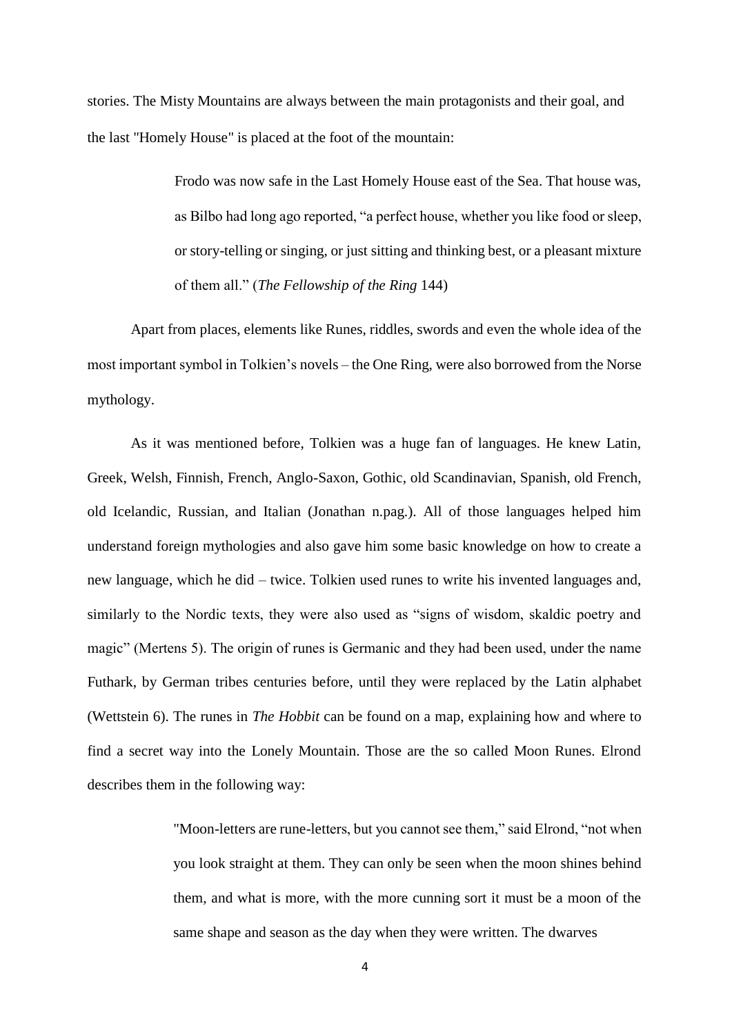stories. The Misty Mountains are always between the main protagonists and their goal, and the last "Homely House" is placed at the foot of the mountain:

> Frodo was now safe in the Last Homely House east of the Sea. That house was, as Bilbo had long ago reported, "a perfect house, whether you like food or sleep, or story-telling or singing, or just sitting and thinking best, or a pleasant mixture of them all." (*The Fellowship of the Ring* 144)

Apart from places, elements like Runes, riddles, swords and even the whole idea of the most important symbol in Tolkien's novels – the One Ring, were also borrowed from the Norse mythology.

As it was mentioned before, Tolkien was a huge fan of languages. He knew Latin, Greek, Welsh, Finnish, French, Anglo-Saxon, Gothic, old Scandinavian, Spanish, old French, old Icelandic, Russian, and Italian (Jonathan n.pag.). All of those languages helped him understand foreign mythologies and also gave him some basic knowledge on how to create a new language, which he did – twice. Tolkien used runes to write his invented languages and, similarly to the Nordic texts, they were also used as "signs of wisdom, skaldic poetry and magic" (Mertens 5). The origin of runes is Germanic and they had been used, under the name Futhark, by German tribes centuries before, until they were replaced by the Latin alphabet (Wettstein 6). The runes in *The Hobbit* can be found on a map, explaining how and where to find a secret way into the Lonely Mountain. Those are the so called Moon Runes. Elrond describes them in the following way:

> "Moon-letters are rune-letters, but you cannot see them," said Elrond, "not when you look straight at them. They can only be seen when the moon shines behind them, and what is more, with the more cunning sort it must be a moon of the same shape and season as the day when they were written. The dwarves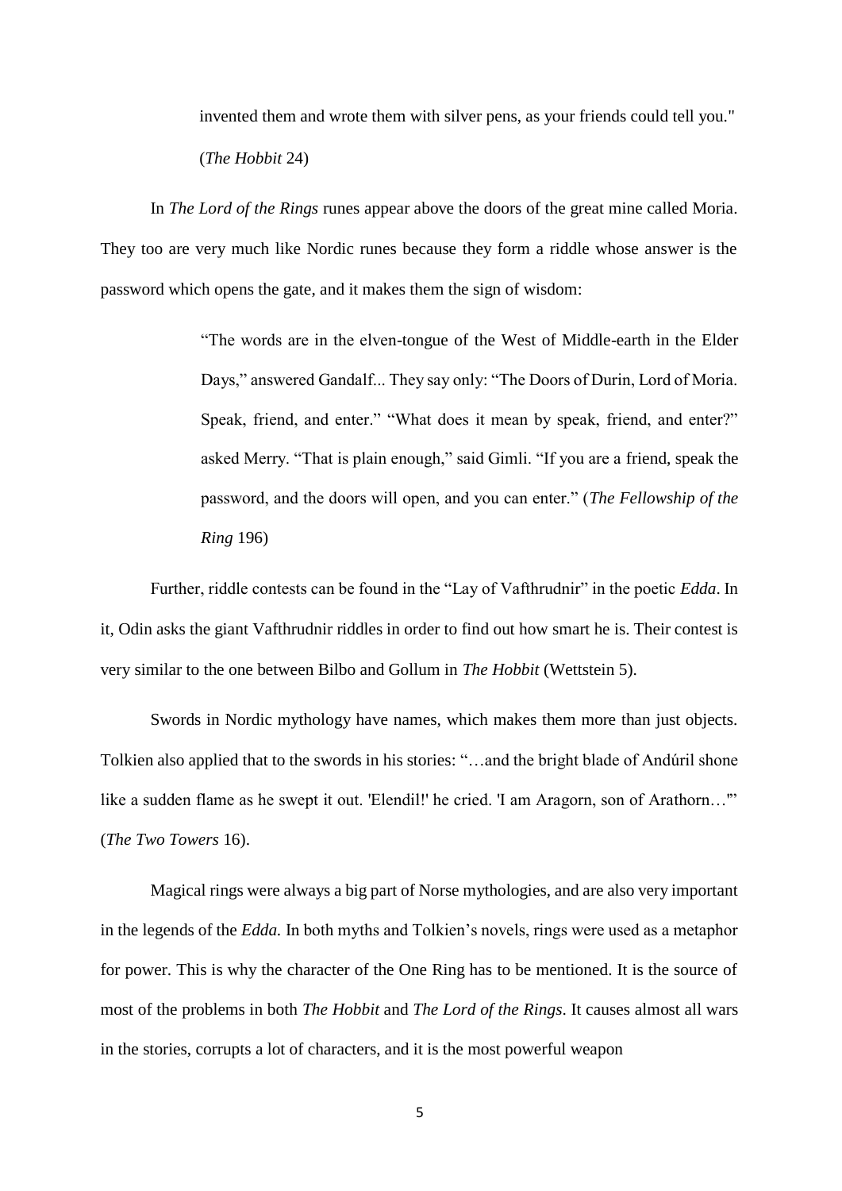> invented them and wrote them with silver pens, as your friends could tell you." (*The Hobbit* 24)

In *The Lord of the Rings* runes appear above the doors of the great mine called Moria. They too are very much like Nordic runes because they form a riddle whose answer is the password which opens the gate, and it makes them the sign of wisdom:

> "The words are in the elven-tongue of the West of Middle-earth in the Elder Days," answered Gandalf... They say only: "The Doors of Durin, Lord of Moria. Speak, friend, and enter." "What does it mean by speak, friend, and enter?" asked Merry. "That is plain enough," said Gimli. "If you are a friend, speak the password, and the doors will open, and you can enter." (*The Fellowship of the Ring* 196)

Further, riddle contests can be found in the "Lay of Vafthrudnir" in the poetic *Edda*. In it, Odin asks the giant Vafthrudnir riddles in order to find out how smart he is. Their contest is very similar to the one between Bilbo and Gollum in *The Hobbit* (Wettstein 5).

Swords in Nordic mythology have names, which makes them more than just objects. Tolkien also applied that to the swords in his stories: "…and the bright blade of Andúril shone like a sudden flame as he swept it out. 'Elendil!' he cried. 'I am Aragorn, son of Arathorn…'" (*The Two Towers* 16).

Magical rings were always a big part of Norse mythologies, and are also very important in the legends of the *Edda.* In both myths and Tolkien's novels, rings were used as a metaphor for power. This is why the character of the One Ring has to be mentioned. It is the source of most of the problems in both *The Hobbit* and *The Lord of the Rings*. It causes almost all wars in the stories, corrupts a lot of characters, and it is the most powerful weapon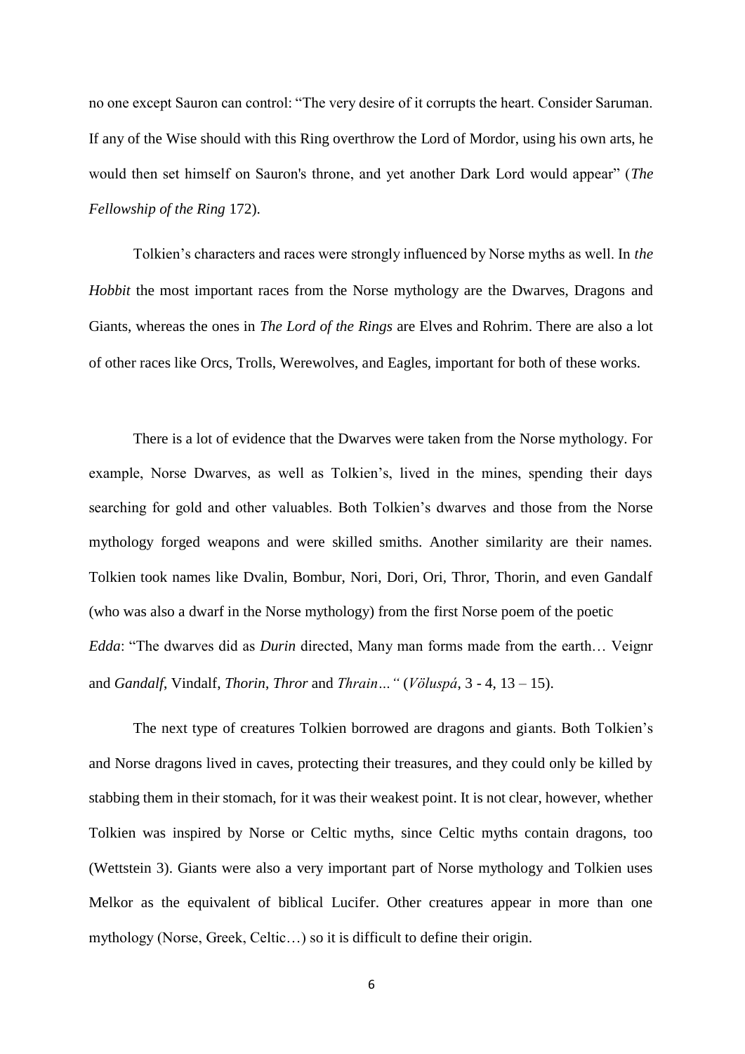no one except Sauron can control: "The very desire of it corrupts the heart. Consider Saruman. If any of the Wise should with this Ring overthrow the Lord of Mordor, using his own arts, he would then set himself on Sauron's throne, and yet another Dark Lord would appear" (*The Fellowship of the Ring* 172).

Tolkien's characters and races were strongly influenced by Norse myths as well. In *the Hobbit* the most important races from the Norse mythology are the Dwarves, Dragons and Giants, whereas the ones in *The Lord of the Rings* are Elves and Rohrim. There are also a lot of other races like Orcs, Trolls, Werewolves, and Eagles, important for both of these works.

There is a lot of evidence that the Dwarves were taken from the Norse mythology. For example, Norse Dwarves, as well as Tolkien's, lived in the mines, spending their days searching for gold and other valuables. Both Tolkien's dwarves and those from the Norse mythology forged weapons and were skilled smiths. Another similarity are their names. Tolkien took names like Dvalin, Bombur, Nori, Dori, Ori, Thror, Thorin, and even Gandalf (who was also a dwarf in the Norse mythology) from the first Norse poem of the poetic *Edda*: "The dwarves did as *Durin* directed, Many man forms made from the earth… Veignr and *Gandalf*, Vindalf, *Thorin*, *Thror* and *Thrain…"* (*Völuspá*, 3 - 4, 13 – 15).

The next type of creatures Tolkien borrowed are dragons and giants. Both Tolkien's and Norse dragons lived in caves, protecting their treasures, and they could only be killed by stabbing them in their stomach, for it was their weakest point. It is not clear, however, whether Tolkien was inspired by Norse or Celtic myths, since Celtic myths contain dragons, too (Wettstein 3). Giants were also a very important part of Norse mythology and Tolkien uses Melkor as the equivalent of biblical Lucifer. Other creatures appear in more than one mythology (Norse, Greek, Celtic…) so it is difficult to define their origin.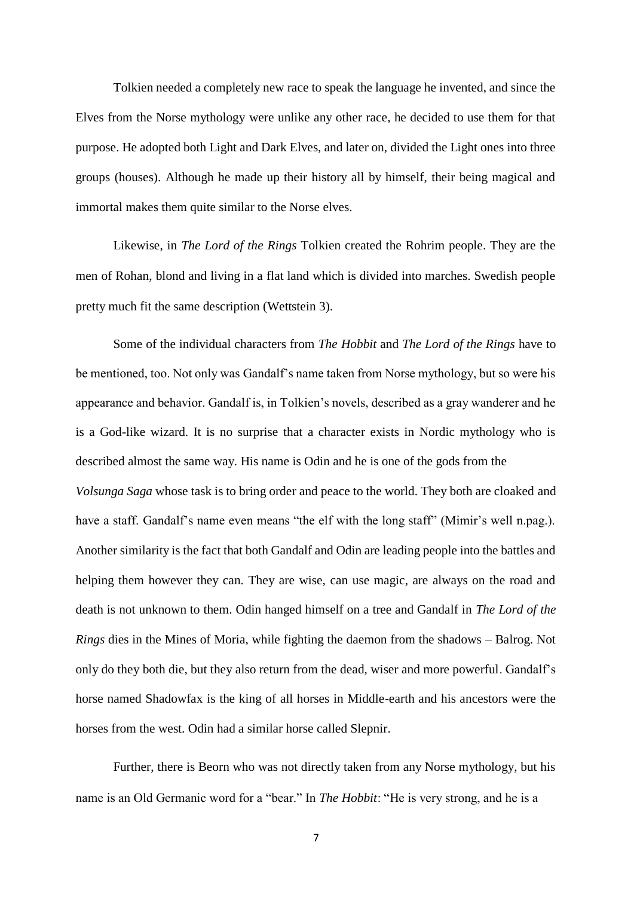Tolkien needed a completely new race to speak the language he invented, and since the Elves from the Norse mythology were unlike any other race, he decided to use them for that purpose. He adopted both Light and Dark Elves, and later on, divided the Light ones into three groups (houses). Although he made up their history all by himself, their being magical and immortal makes them quite similar to the Norse elves.

Likewise, in *The Lord of the Rings* Tolkien created the Rohrim people. They are the men of Rohan, blond and living in a flat land which is divided into marches. Swedish people pretty much fit the same description (Wettstein 3).

Some of the individual characters from *The Hobbit* and *The Lord of the Rings* have to be mentioned, too. Not only was Gandalf's name taken from Norse mythology, but so were his appearance and behavior. Gandalf is, in Tolkien's novels, described as a gray wanderer and he is a God-like wizard. It is no surprise that a character exists in Nordic mythology who is described almost the same way. His name is Odin and he is one of the gods from the *Volsunga Saga* whose task is to bring order and peace to the world. They both are cloaked and have a staff. Gandalf's name even means "the elf with the long staff" (Mimir's well n.pag.). Another similarity is the fact that both Gandalf and Odin are leading people into the battles and helping them however they can. They are wise, can use magic, are always on the road and death is not unknown to them. Odin hanged himself on a tree and Gandalf in *The Lord of the Rings* dies in the Mines of Moria, while fighting the daemon from the shadows – Balrog. Not only do they both die, but they also return from the dead, wiser and more powerful. Gandalf's horse named Shadowfax is the king of all horses in Middle-earth and his ancestors were the horses from the west. Odin had a similar horse called Slepnir.

Further, there is Beorn who was not directly taken from any Norse mythology, but his name is an Old Germanic word for a "bear." In *The Hobbit*: "He is very strong, and he is a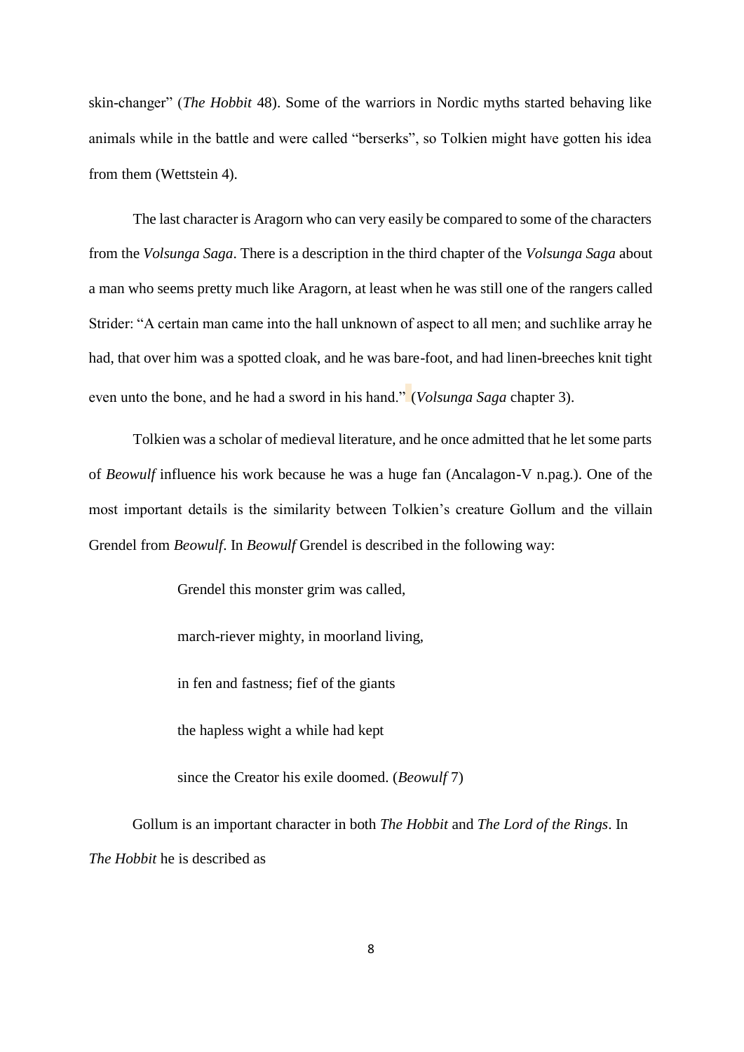skin-changer" (*The Hobbit* 48). Some of the warriors in Nordic myths started behaving like animals while in the battle and were called "berserks", so Tolkien might have gotten his idea from them (Wettstein 4).

The last character is Aragorn who can very easily be compared to some of the characters from the *Volsunga Saga*. There is a description in the third chapter of the *Volsunga Saga* about a man who seems pretty much like Aragorn, at least when he was still one of the rangers called Strider: "A certain man came into the hall unknown of aspect to all men; and suchlike array he had, that over him was a spotted cloak, and he was bare-foot, and had linen-breeches knit tight even unto the bone, and he had a sword in his hand." (*Volsunga Saga* chapter 3).

Tolkien was a scholar of medieval literature, and he once admitted that he let some parts of *Beowulf* influence his work because he was a huge fan (Ancalagon-V n.pag.). One of the most important details is the similarity between Tolkien's creature Gollum and the villain Grendel from *Beowulf*. In *Beowulf* Grendel is described in the following way:

> Grendel this monster grim was called,
>
> march-riever mighty, in moorland living,
>
> in fen and fastness; fief of the giants
>
> the hapless wight a while had kept
>
> since the Creator his exile doomed. (*Beowulf* 7)

Gollum is an important character in both *The Hobbit* and *The Lord of the Rings*. In *The Hobbit* he is described as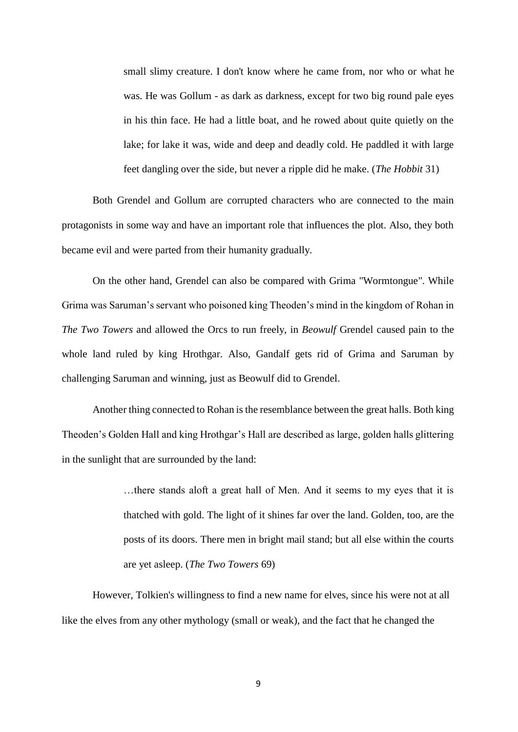> small slimy creature. I don't know where he came from, nor who or what he was. He was Gollum - as dark as darkness, except for two big round pale eyes in his thin face. He had a little boat, and he rowed about quite quietly on the lake; for lake it was, wide and deep and deadly cold. He paddled it with large feet dangling over the side, but never a ripple did he make. (*The Hobbit* 31)

Both Grendel and Gollum are corrupted characters who are connected to the main protagonists in some way and have an important role that influences the plot. Also, they both became evil and were parted from their humanity gradually.

On the other hand, Grendel can also be compared with Grima "Wormtongue". While Grima was Saruman's servant who poisoned king Theoden's mind in the kingdom of Rohan in *The Two Towers* and allowed the Orcs to run freely, in *Beowulf* Grendel caused pain to the whole land ruled by king Hrothgar. Also, Gandalf gets rid of Grima and Saruman by challenging Saruman and winning, just as Beowulf did to Grendel.

Another thing connected to Rohan is the resemblance between the great halls. Both king Theoden's Golden Hall and king Hrothgar's Hall are described as large, golden halls glittering in the sunlight that are surrounded by the land:

> …there stands aloft a great hall of Men. And it seems to my eyes that it is thatched with gold. The light of it shines far over the land. Golden, too, are the posts of its doors. There men in bright mail stand; but all else within the courts are yet asleep. (*The Two Towers* 69)

However, Tolkien's willingness to find a new name for elves, since his were not at all like the elves from any other mythology (small or weak), and the fact that he changed the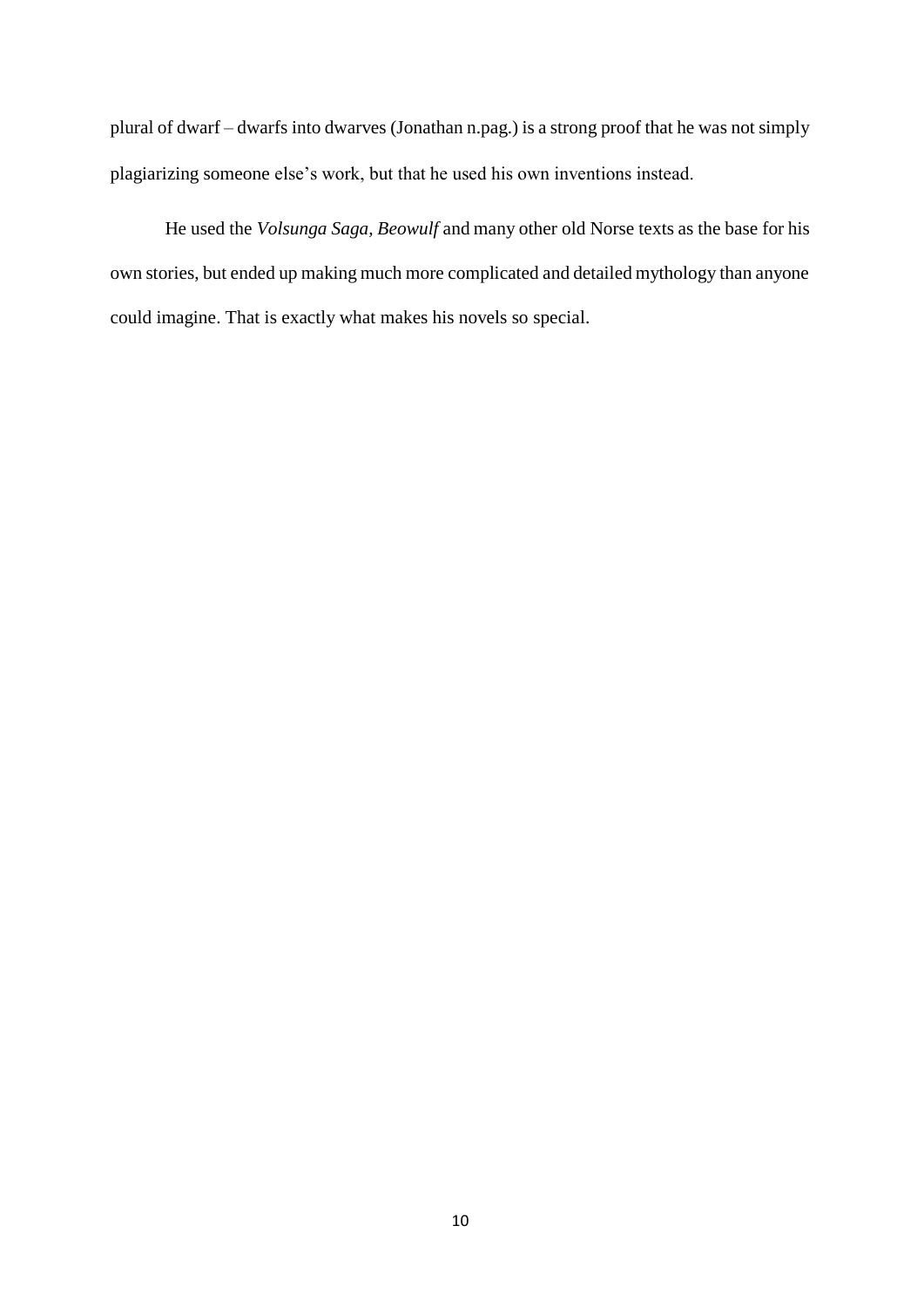plural of dwarf – dwarfs into dwarves (Jonathan n.pag.) is a strong proof that he was not simply plagiarizing someone else's work, but that he used his own inventions instead.

He used the *Volsunga Saga, Beowulf* and many other old Norse texts as the base for his own stories, but ended up making much more complicated and detailed mythology than anyone could imagine. That is exactly what makes his novels so special.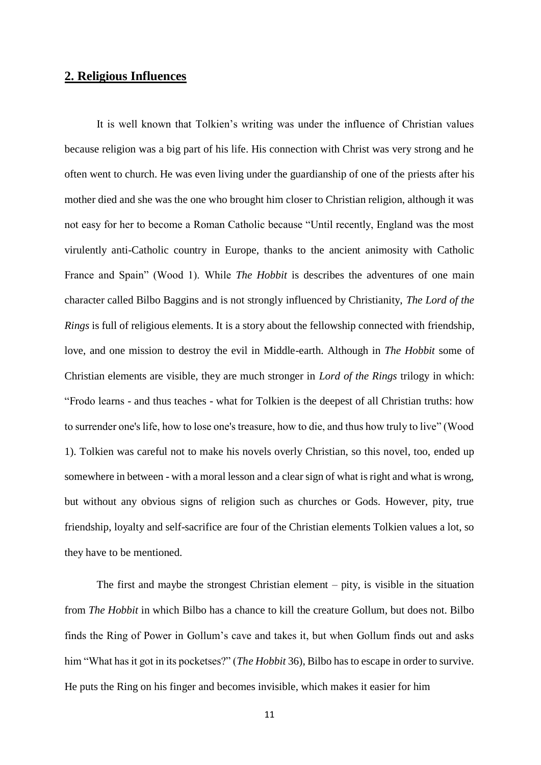## **2. Religious Influences**

It is well known that Tolkien's writing was under the influence of Christian values because religion was a big part of his life. His connection with Christ was very strong and he often went to church. He was even living under the guardianship of one of the priests after his mother died and she was the one who brought him closer to Christian religion, although it was not easy for her to become a Roman Catholic because "Until recently, England was the most virulently anti-Catholic country in Europe, thanks to the ancient animosity with Catholic France and Spain" (Wood 1). While *The Hobbit* is describes the adventures of one main character called Bilbo Baggins and is not strongly influenced by Christianity, *The Lord of the Rings* is full of religious elements. It is a story about the fellowship connected with friendship, love, and one mission to destroy the evil in Middle-earth. Although in *The Hobbit* some of Christian elements are visible, they are much stronger in *Lord of the Rings* trilogy in which: "Frodo learns - and thus teaches - what for Tolkien is the deepest of all Christian truths: how to surrender one's life, how to lose one's treasure, how to die, and thus how truly to live" (Wood 1). Tolkien was careful not to make his novels overly Christian, so this novel, too, ended up somewhere in between - with a moral lesson and a clear sign of what is right and what is wrong, but without any obvious signs of religion such as churches or Gods. However, pity, true friendship, loyalty and self-sacrifice are four of the Christian elements Tolkien values a lot, so they have to be mentioned.

The first and maybe the strongest Christian element – pity, is visible in the situation from *The Hobbit* in which Bilbo has a chance to kill the creature Gollum, but does not. Bilbo finds the Ring of Power in Gollum's cave and takes it, but when Gollum finds out and asks him "What has it got in its pocketses?" (*The Hobbit* 36), Bilbo has to escape in order to survive. He puts the Ring on his finger and becomes invisible, which makes it easier for him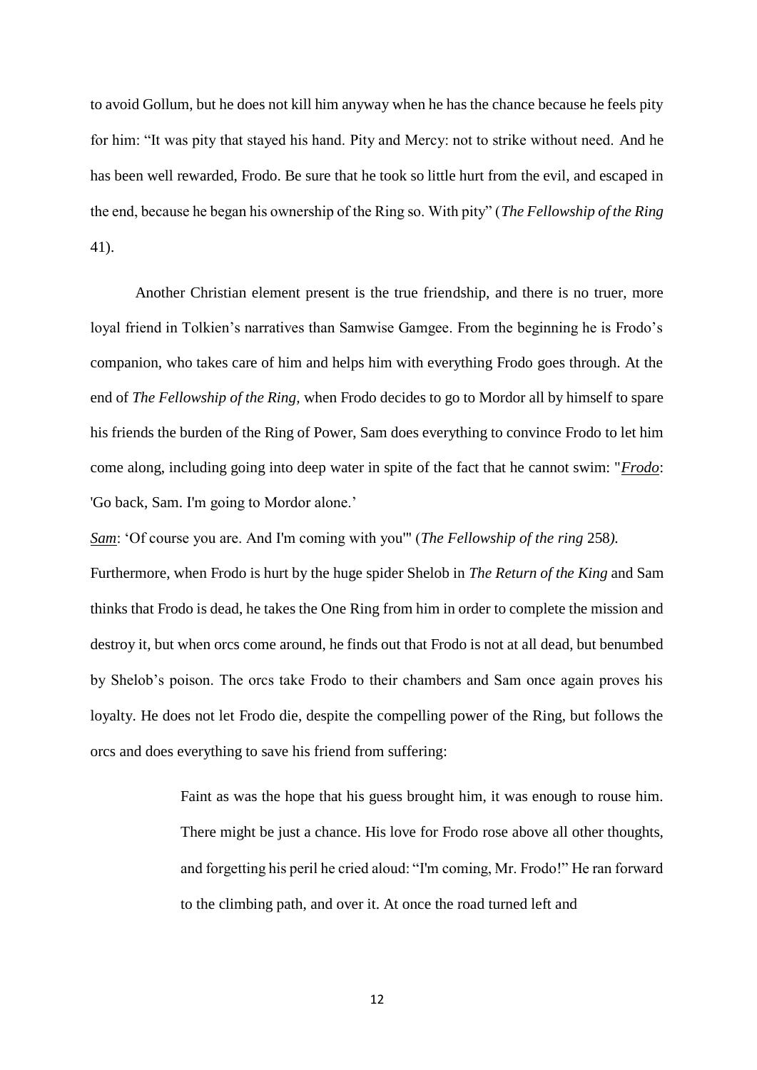to avoid Gollum, but he does not kill him anyway when he has the chance because he feels pity for him: "It was pity that stayed his hand. Pity and Mercy: not to strike without need. And he has been well rewarded, Frodo. Be sure that he took so little hurt from the evil, and escaped in the end, because he began his ownership of the Ring so. With pity" (*The Fellowship of the Ring* 41).

Another Christian element present is the true friendship, and there is no truer, more loyal friend in Tolkien's narratives than Samwise Gamgee. From the beginning he is Frodo's companion, who takes care of him and helps him with everything Frodo goes through. At the end of *The Fellowship of the Ring,* when Frodo decides to go to Mordor all by himself to spare his friends the burden of the Ring of Power, Sam does everything to convince Frodo to let him come along, including going into deep water in spite of the fact that he cannot swim: "*Frodo*: 'Go back, Sam. I'm going to Mordor alone.'

*Sam*: 'Of course you are. And I'm coming with you'" (*The Fellowship of the ring* 258*).*

Furthermore, when Frodo is hurt by the huge spider Shelob in *The Return of the King* and Sam thinks that Frodo is dead, he takes the One Ring from him in order to complete the mission and destroy it, but when orcs come around, he finds out that Frodo is not at all dead, but benumbed by Shelob's poison. The orcs take Frodo to their chambers and Sam once again proves his loyalty. He does not let Frodo die, despite the compelling power of the Ring, but follows the orcs and does everything to save his friend from suffering:

> Faint as was the hope that his guess brought him, it was enough to rouse him. There might be just a chance. His love for Frodo rose above all other thoughts, and forgetting his peril he cried aloud: "I'm coming, Mr. Frodo!" He ran forward to the climbing path, and over it. At once the road turned left and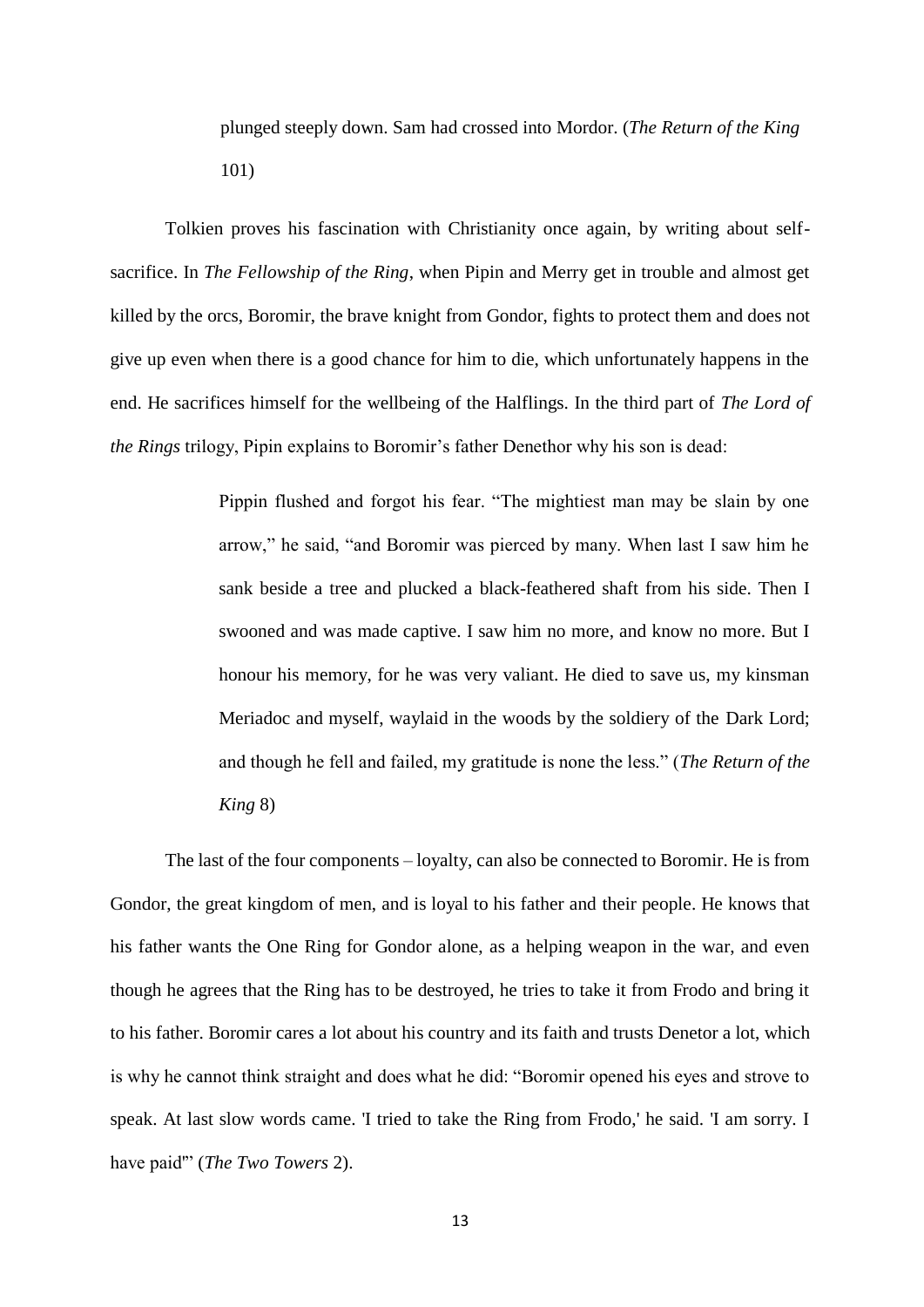> plunged steeply down. Sam had crossed into Mordor. (*The Return of the King* 101)

Tolkien proves his fascination with Christianity once again, by writing about self-sacrifice. In *The Fellowship of the Ring*, when Pipin and Merry get in trouble and almost get killed by the orcs, Boromir, the brave knight from Gondor, fights to protect them and does not give up even when there is a good chance for him to die, which unfortunately happens in the end. He sacrifices himself for the wellbeing of the Halflings. In the third part of *The Lord of the Rings* trilogy, Pipin explains to Boromir's father Denethor why his son is dead:

> Pippin flushed and forgot his fear. "The mightiest man may be slain by one arrow," he said, "and Boromir was pierced by many. When last I saw him he sank beside a tree and plucked a black-feathered shaft from his side. Then I swooned and was made captive. I saw him no more, and know no more. But I honour his memory, for he was very valiant. He died to save us, my kinsman Meriadoc and myself, waylaid in the woods by the soldiery of the Dark Lord; and though he fell and failed, my gratitude is none the less." (*The Return of the King* 8)

The last of the four components – loyalty, can also be connected to Boromir. He is from Gondor, the great kingdom of men, and is loyal to his father and their people. He knows that his father wants the One Ring for Gondor alone, as a helping weapon in the war, and even though he agrees that the Ring has to be destroyed, he tries to take it from Frodo and bring it to his father. Boromir cares a lot about his country and its faith and trusts Denetor a lot, which is why he cannot think straight and does what he did: "Boromir opened his eyes and strove to speak. At last slow words came. 'I tried to take the Ring from Frodo,' he said. 'I am sorry. I have paid'" (*The Two Towers* 2).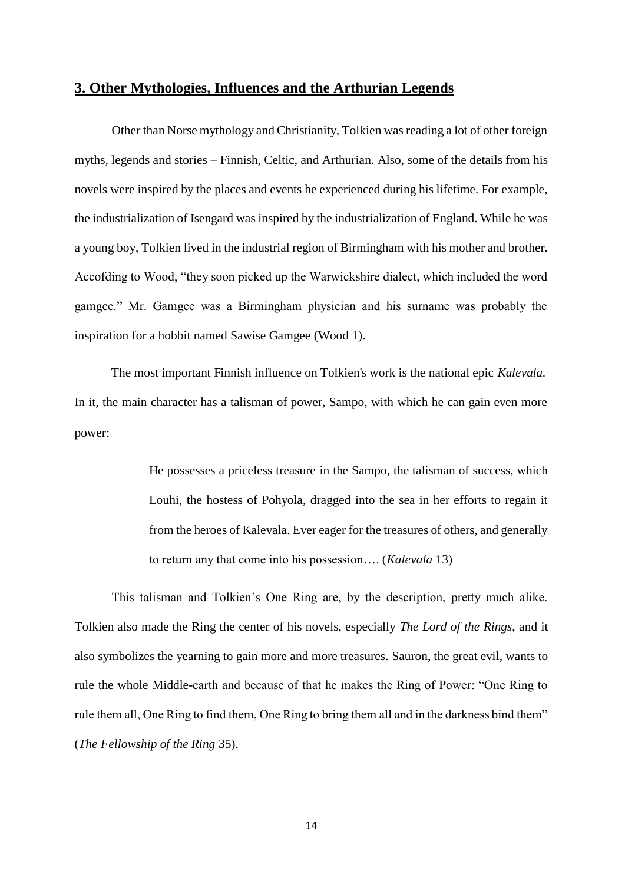## **3. Other Mythologies, Influences and the Arthurian Legends**

Other than Norse mythology and Christianity, Tolkien was reading a lot of other foreign myths, legends and stories – Finnish, Celtic, and Arthurian. Also, some of the details from his novels were inspired by the places and events he experienced during his lifetime. For example, the industrialization of Isengard was inspired by the industrialization of England. While he was a young boy, Tolkien lived in the industrial region of Birmingham with his mother and brother. Accofding to Wood, "they soon picked up the Warwickshire dialect, which included the word gamgee." Mr. Gamgee was a Birmingham physician and his surname was probably the inspiration for a hobbit named Sawise Gamgee (Wood 1).

The most important Finnish influence on Tolkien's work is the national epic *Kalevala.* In it, the main character has a talisman of power, Sampo, with which he can gain even more power:

> He possesses a priceless treasure in the Sampo, the talisman of success, which Louhi, the hostess of Pohyola, dragged into the sea in her efforts to regain it from the heroes of Kalevala. Ever eager for the treasures of others, and generally to return any that come into his possession…. (*Kalevala* 13)

This talisman and Tolkien's One Ring are, by the description, pretty much alike. Tolkien also made the Ring the center of his novels, especially *The Lord of the Rings*, and it also symbolizes the yearning to gain more and more treasures. Sauron, the great evil, wants to rule the whole Middle-earth and because of that he makes the Ring of Power: "One Ring to rule them all, One Ring to find them, One Ring to bring them all and in the darkness bind them" (*The Fellowship of the Ring* 35).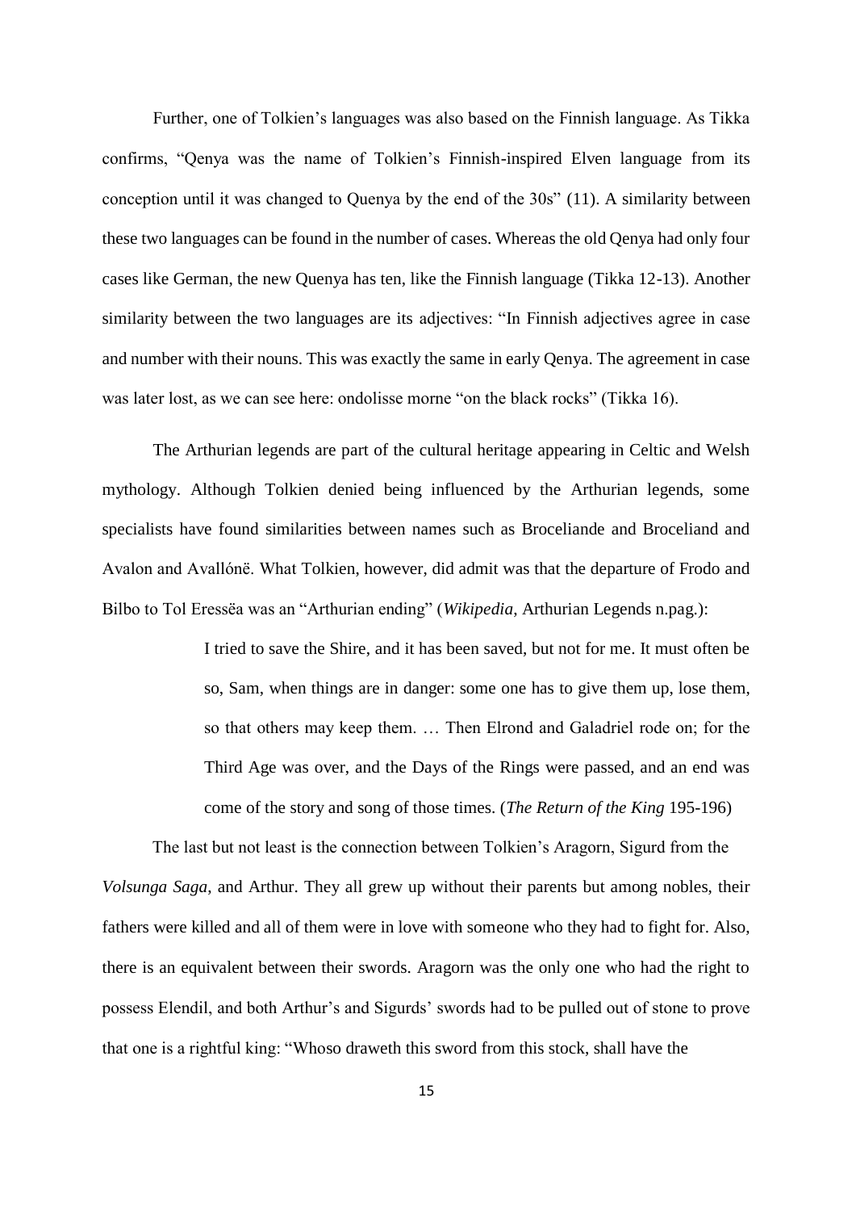Further, one of Tolkien's languages was also based on the Finnish language. As Tikka confirms, "Qenya was the name of Tolkien's Finnish-inspired Elven language from its conception until it was changed to Quenya by the end of the 30s" (11). A similarity between these two languages can be found in the number of cases. Whereas the old Qenya had only four cases like German, the new Quenya has ten, like the Finnish language (Tikka 12-13). Another similarity between the two languages are its adjectives: "In Finnish adjectives agree in case and number with their nouns. This was exactly the same in early Qenya. The agreement in case was later lost, as we can see here: ondolisse morne "on the black rocks" (Tikka 16).

The Arthurian legends are part of the cultural heritage appearing in Celtic and Welsh mythology. Although Tolkien denied being influenced by the Arthurian legends, some specialists have found similarities between names such as Broceliande and Broceliand and Avalon and Avallónë. What Tolkien, however, did admit was that the departure of Frodo and Bilbo to Tol Eressëa was an "Arthurian ending" (*Wikipedia*, Arthurian Legends n.pag.):

> I tried to save the Shire, and it has been saved, but not for me. It must often be so, Sam, when things are in danger: some one has to give them up, lose them, so that others may keep them. … Then Elrond and Galadriel rode on; for the Third Age was over, and the Days of the Rings were passed, and an end was come of the story and song of those times. (*The Return of the King* 195-196)

The last but not least is the connection between Tolkien's Aragorn, Sigurd from the *Volsunga Saga*, and Arthur. They all grew up without their parents but among nobles, their fathers were killed and all of them were in love with someone who they had to fight for. Also, there is an equivalent between their swords. Aragorn was the only one who had the right to possess Elendil, and both Arthur's and Sigurds' swords had to be pulled out of stone to prove that one is a rightful king: "Whoso draweth this sword from this stock, shall have the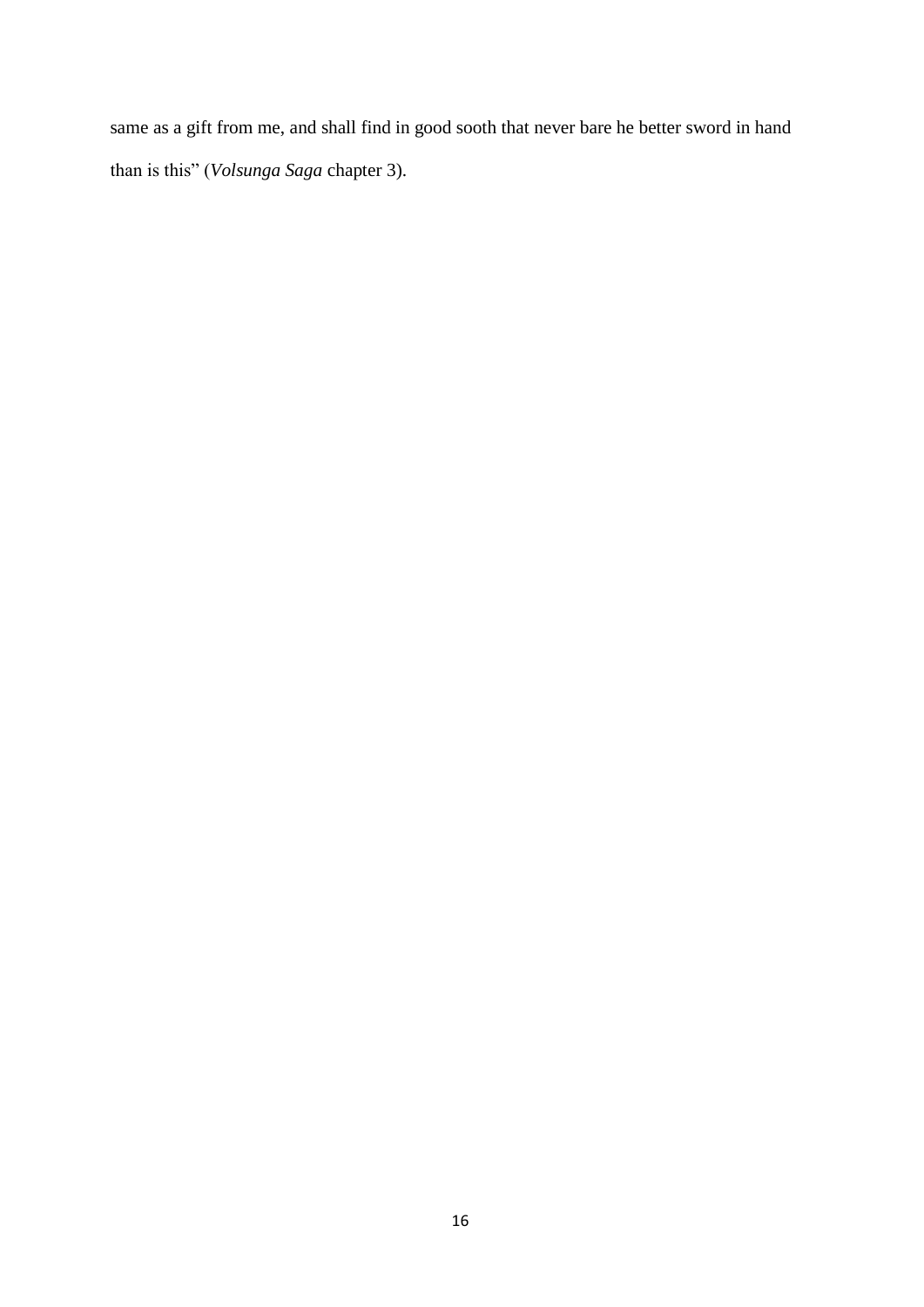same as a gift from me, and shall find in good sooth that never bare he better sword in hand than is this" (*Volsunga Saga* chapter 3).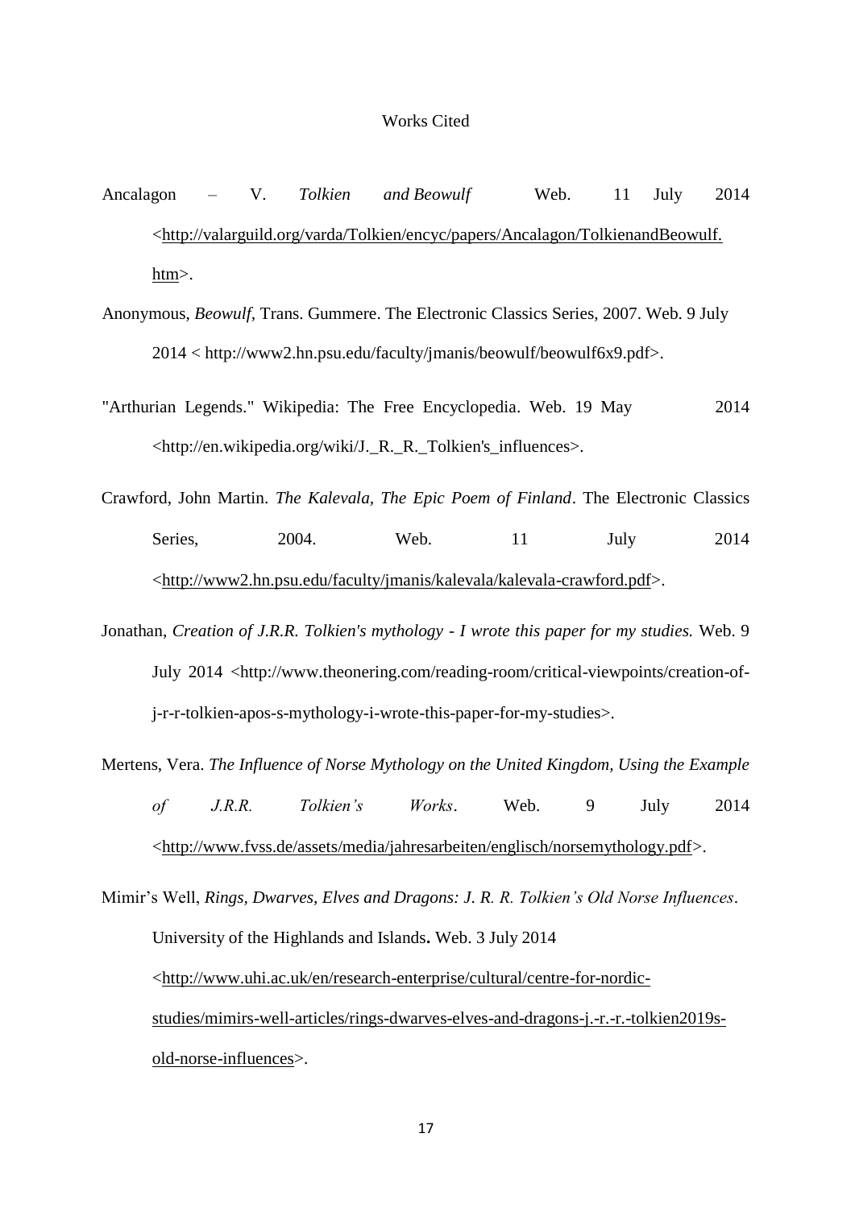# Works Cited

Ancalagon – V. *Tolkien and Beowulf* Web. 11 July 2014 <http://valarguild.org/varda/Tolkien/encyc/papers/Ancalagon/TolkienandBeowulf.htm>.

Anonymous, *Beowulf*, Trans. Gummere. The Electronic Classics Series, 2007. Web. 9 July 2014 < http://www2.hn.psu.edu/faculty/jmanis/beowulf/beowulf6x9.pdf>.

"Arthurian Legends." Wikipedia: The Free Encyclopedia. Web. 19 May 2014 <http://en.wikipedia.org/wiki/J._R._R._Tolkien's_influences>.

Crawford, John Martin. *The Kalevala, The Epic Poem of Finland*. The Electronic Classics Series, 2004. Web. 11 July 2014 <http://www2.hn.psu.edu/faculty/jmanis/kalevala/kalevala-crawford.pdf>.

Jonathan, *Creation of J.R.R. Tolkien's mythology - I wrote this paper for my studies.* Web. 9 July 2014 <http://www.theonering.com/reading-room/critical-viewpoints/creation-of-j-r-r-tolkien-apos-s-mythology-i-wrote-this-paper-for-my-studies>.

Mertens, Vera. *The Influence of Norse Mythology on the United Kingdom, Using the Example of J.R.R. Tolkien's Works*. Web. 9 July 2014 <http://www.fvss.de/assets/media/jahresarbeiten/englisch/norsemythology.pdf>.

Mimir's Well, *Rings, Dwarves, Elves and Dragons: J. R. R. Tolkien's Old Norse Influences*. University of the Highlands and Islands**.** Web. 3 July 2014 <http://www.uhi.ac.uk/en/research-enterprise/cultural/centre-for-nordic-studies/mimirs-well-articles/rings-dwarves-elves-and-dragons-j.-r.-r.-tolkien2019s-old-norse-influences>.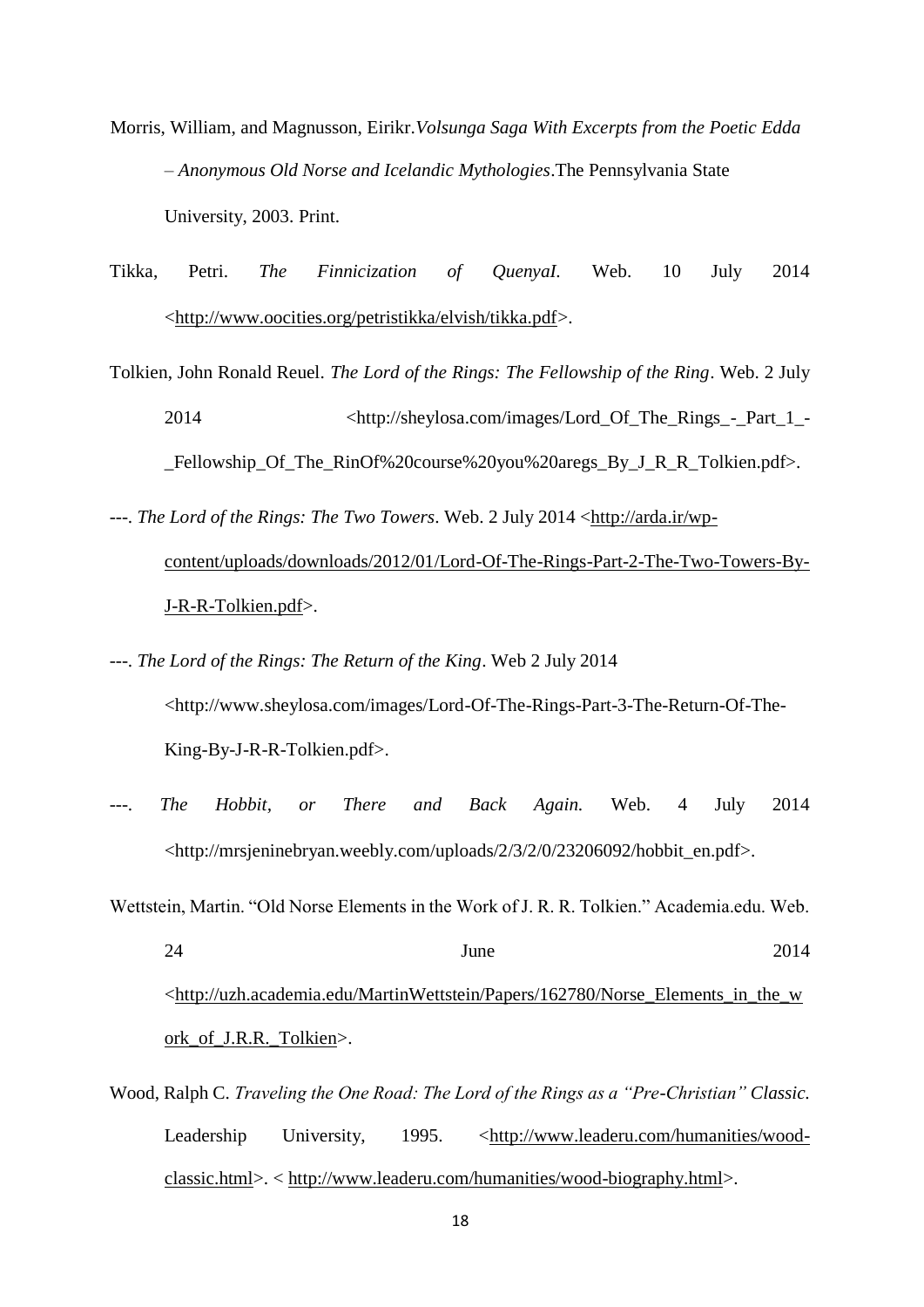Morris, William, and Magnusson, Eirikr. *Volsunga Saga With Excerpts from the Poetic Edda – Anonymous Old Norse and Icelandic Mythologies*. The Pennsylvania State University, 2003. Print.

Tikka, Petri. *The Finnicization of QuenyaI.* Web. 10 July 2014 <http://www.oocities.org/petristikka/elvish/tikka.pdf>.

Tolkien, John Ronald Reuel. *The Lord of the Rings: The Fellowship of the Ring*. Web. 2 July 2014 <http://sheylosa.com/images/Lord_Of_The_Rings_-_Part_1_-_Fellowship_Of_The_RinOf%20course%20you%20aregs_By_J_R_R_Tolkien.pdf>.

---. *The Lord of the Rings: The Two Towers*. Web. 2 July 2014 <http://arda.ir/wp-content/uploads/downloads/2012/01/Lord-Of-The-Rings-Part-2-The-Two-Towers-By-J-R-R-Tolkien.pdf>.

---. *The Lord of the Rings: The Return of the King*. Web 2 July 2014 <http://www.sheylosa.com/images/Lord-Of-The-Rings-Part-3-The-Return-Of-The-King-By-J-R-R-Tolkien.pdf>.

---. *The Hobbit, or There and Back Again.* Web. 4 July 2014 <http://mrsjeninebryan.weebly.com/uploads/2/3/2/0/23206092/hobbit_en.pdf>.

Wettstein, Martin. "Old Norse Elements in the Work of J. R. R. Tolkien." Academia.edu. Web. 24 June 2014 <http://uzh.academia.edu/MartinWettstein/Papers/162780/Norse_Elements_in_the_work_of_J.R.R._Tolkien>.

Wood, Ralph C. *Traveling the One Road: The Lord of the Rings as a "Pre-Christian" Classic.* Leadership University, 1995. <http://www.leaderu.com/humanities/wood-classic.html>. < http://www.leaderu.com/humanities/wood-biography.html>.